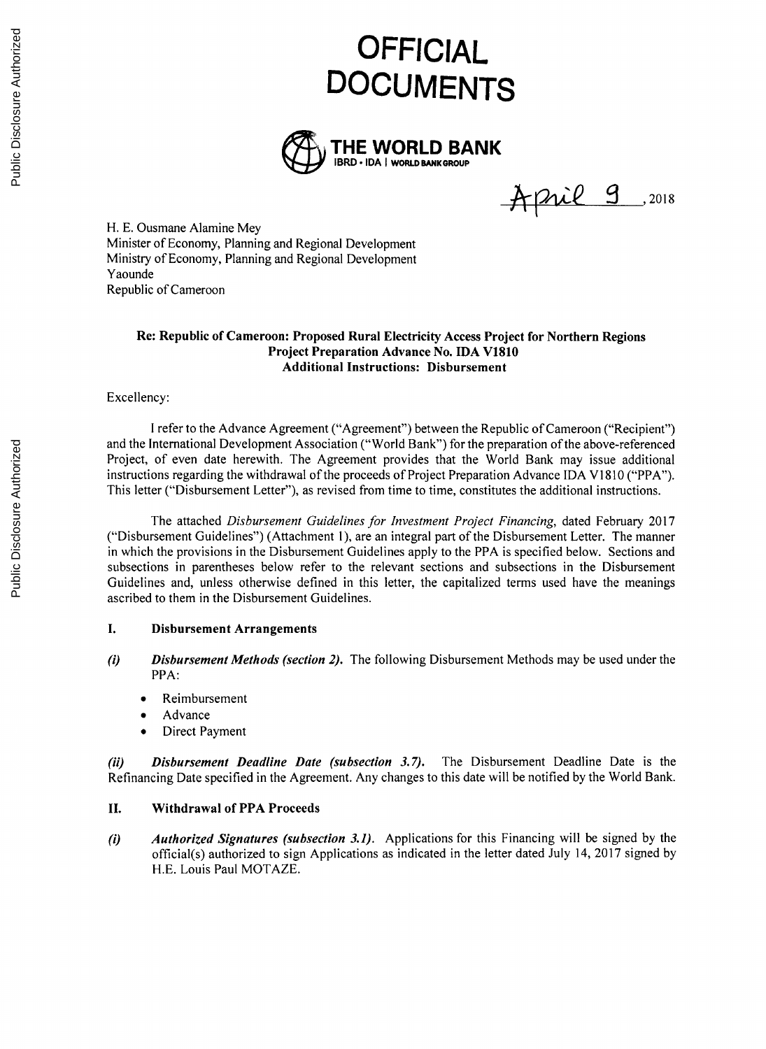# OFFICIAL DOCUMENTS

THE WORLD BANK
IBRD • IDA | WORLD BANK GROUP

April 9, 2018

H. E. Ousmane Alamine Mey
Minister of Economy, Planning and Regional Development
Ministry of Economy, Planning and Regional Development
Yaounde
Republic of Cameroon

**Re: Republic of Cameroon: Proposed Rural Electricity Access Project for Northern Regions**
**Project Preparation Advance No. IDA V1810**
**Additional Instructions: Disbursement**

Excellency:

I refer to the Advance Agreement ("Agreement") between the Republic of Cameroon ("Recipient") and the International Development Association ("World Bank") for the preparation of the above-referenced Project, of even date herewith. The Agreement provides that the World Bank may issue additional instructions regarding the withdrawal of the proceeds of Project Preparation Advance IDA V1810 ("PPA"). This letter ("Disbursement Letter"), as revised from time to time, constitutes the additional instructions.

The attached *Disbursement Guidelines for Investment Project Financing*, dated February 2017 ("Disbursement Guidelines") (Attachment 1), are an integral part of the Disbursement Letter. The manner in which the provisions in the Disbursement Guidelines apply to the PPA is specified below. Sections and subsections in parentheses below refer to the relevant sections and subsections in the Disbursement Guidelines and, unless otherwise defined in this letter, the capitalized terms used have the meanings ascribed to them in the Disbursement Guidelines.

## I. Disbursement Arrangements

***(i) Disbursement Methods (section 2).*** The following Disbursement Methods may be used under the PPA:

- Reimbursement
- Advance
- Direct Payment

***(ii) Disbursement Deadline Date (subsection 3.7).*** The Disbursement Deadline Date is the Refinancing Date specified in the Agreement. Any changes to this date will be notified by the World Bank.

## II. Withdrawal of PPA Proceeds

***(i) Authorized Signatures (subsection 3.1).*** Applications for this Financing will be signed by the official(s) authorized to sign Applications as indicated in the letter dated July 14, 2017 signed by H.E. Louis Paul MOTAZE.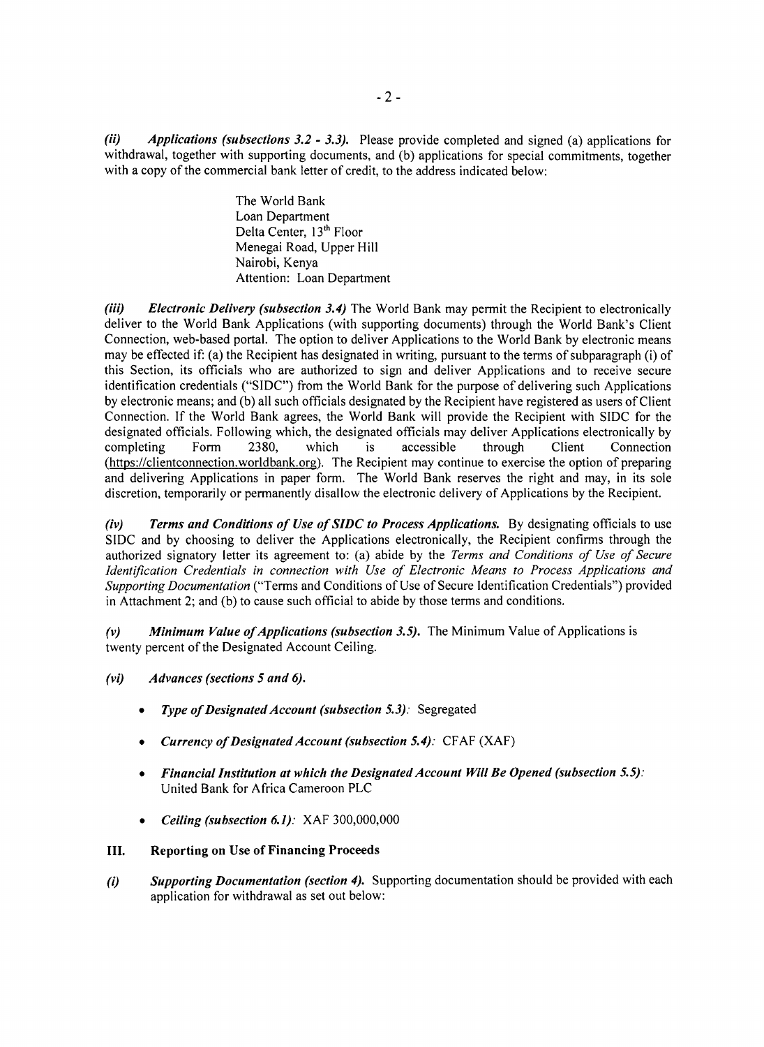*(ii)* ***Applications (subsections 3.2 - 3.3).*** Please provide completed and signed (a) applications for withdrawal, together with supporting documents, and (b) applications for special commitments, together with a copy of the commercial bank letter of credit, to the address indicated below:

> The World Bank
> Loan Department
> Delta Center, 13th Floor
> Menegai Road, Upper Hill
> Nairobi, Kenya
> Attention: Loan Department

*(iii)* ***Electronic Delivery (subsection 3.4)*** The World Bank may permit the Recipient to electronically deliver to the World Bank Applications (with supporting documents) through the World Bank's Client Connection, web-based portal. The option to deliver Applications to the World Bank by electronic means may be effected if: (a) the Recipient has designated in writing, pursuant to the terms of subparagraph (i) of this Section, its officials who are authorized to sign and deliver Applications and to receive secure identification credentials ("SIDC") from the World Bank for the purpose of delivering such Applications by electronic means; and (b) all such officials designated by the Recipient have registered as users of Client Connection. If the World Bank agrees, the World Bank will provide the Recipient with SIDC for the designated officials. Following which, the designated officials may deliver Applications electronically by completing Form 2380, which is accessible through Client Connection (https://clientconnection.worldbank.org). The Recipient may continue to exercise the option of preparing and delivering Applications in paper form. The World Bank reserves the right and may, in its sole discretion, temporarily or permanently disallow the electronic delivery of Applications by the Recipient.

*(iv)* ***Terms and Conditions of Use of SIDC to Process Applications.*** By designating officials to use SIDC and by choosing to deliver the Applications electronically, the Recipient confirms through the authorized signatory letter its agreement to: (a) abide by the *Terms and Conditions of Use of Secure Identification Credentials in connection with Use of Electronic Means to Process Applications and Supporting Documentation* ("Terms and Conditions of Use of Secure Identification Credentials") provided in Attachment 2; and (b) to cause such official to abide by those terms and conditions.

*(v)* ***Minimum Value of Applications (subsection 3.5).*** The Minimum Value of Applications is twenty percent of the Designated Account Ceiling.

*(vi)* ***Advances (sections 5 and 6).***

- ***Type of Designated Account (subsection 5.3):*** Segregated
- ***Currency of Designated Account (subsection 5.4):*** CFAF (XAF)
- ***Financial Institution at which the Designated Account Will Be Opened (subsection 5.5):*** United Bank for Africa Cameroon PLC
- ***Ceiling (subsection 6.1):*** XAF 300,000,000

## III. Reporting on Use of Financing Proceeds

*(i)* ***Supporting Documentation (section 4).*** Supporting documentation should be provided with each application for withdrawal as set out below: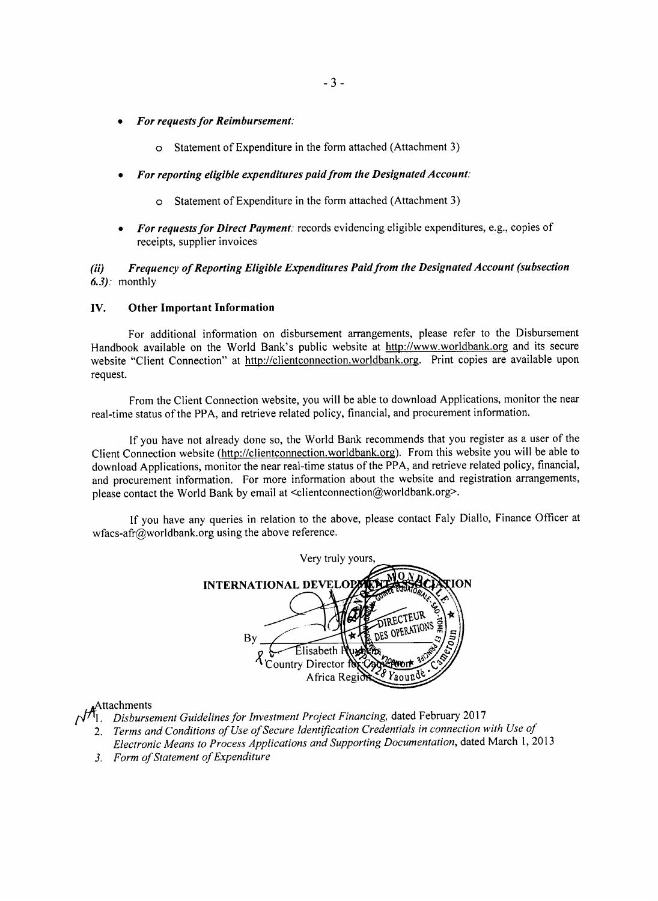- ***For requests for Reimbursement:***
    - Statement of Expenditure in the form attached (Attachment 3)
- ***For reporting eligible expenditures paid from the Designated Account:***
    - Statement of Expenditure in the form attached (Attachment 3)
- ***For requests for Direct Payment:*** records evidencing eligible expenditures, e.g., copies of receipts, supplier invoices

***(ii) Frequency of Reporting Eligible Expenditures Paid from the Designated Account (subsection 6.3):*** monthly

## IV. Other Important Information

For additional information on disbursement arrangements, please refer to the Disbursement Handbook available on the World Bank's public website at http://www.worldbank.org and its secure website "Client Connection" at http://clientconnection.worldbank.org. Print copies are available upon request.

From the Client Connection website, you will be able to download Applications, monitor the near real-time status of the PPA, and retrieve related policy, financial, and procurement information.

If you have not already done so, the World Bank recommends that you register as a user of the Client Connection website (http://clientconnection.worldbank.org). From this website you will be able to download Applications, monitor the near real-time status of the PPA, and retrieve related policy, financial, and procurement information. For more information about the website and registration arrangements, please contact the World Bank by email at <clientconnection@worldbank.org>.

If you have any queries in relation to the above, please contact Faly Diallo, Finance Officer at wfacs-afr@worldbank.org using the above reference.

Very truly yours,

**INTERNATIONAL DEVELOPMENT ASSOCIATION**

By

Elisabeth Huybens
Country Director for Cameroon
Africa Region

Attachments

1. *Disbursement Guidelines for Investment Project Financing,* dated February 2017
2. *Terms and Conditions of Use of Secure Identification Credentials in connection with Use of Electronic Means to Process Applications and Supporting Documentation,* dated March 1, 2013
3. *Form of Statement of Expenditure*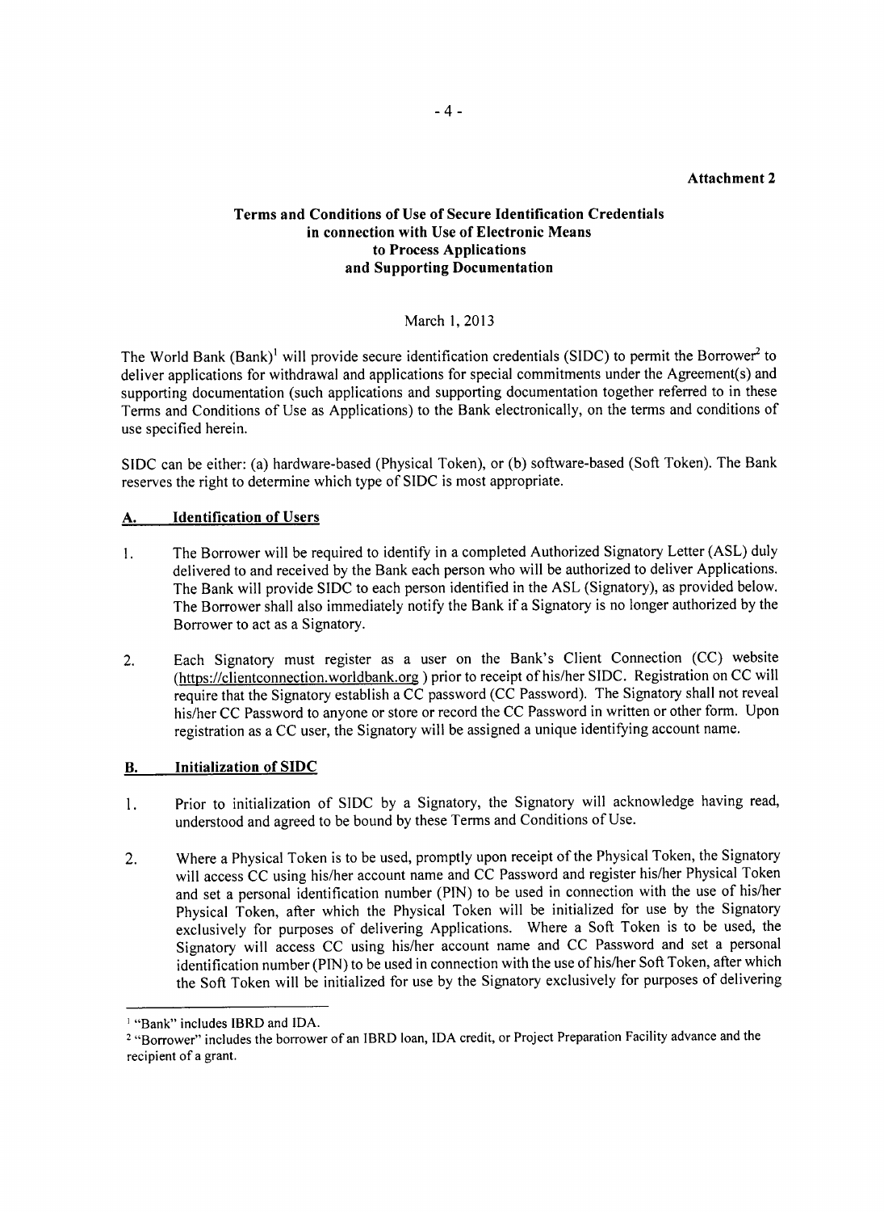**Attachment 2**

## Terms and Conditions of Use of Secure Identification Credentials in connection with Use of Electronic Means to Process Applications and Supporting Documentation

March 1, 2013

The World Bank (Bank)[1] will provide secure identification credentials (SIDC) to permit the Borrower[2] to deliver applications for withdrawal and applications for special commitments under the Agreement(s) and supporting documentation (such applications and supporting documentation together referred to in these Terms and Conditions of Use as Applications) to the Bank electronically, on the terms and conditions of use specified herein.

SIDC can be either: (a) hardware-based (Physical Token), or (b) software-based (Soft Token). The Bank reserves the right to determine which type of SIDC is most appropriate.

### A. Identification of Users

1. The Borrower will be required to identify in a completed Authorized Signatory Letter (ASL) duly delivered to and received by the Bank each person who will be authorized to deliver Applications. The Bank will provide SIDC to each person identified in the ASL (Signatory), as provided below. The Borrower shall also immediately notify the Bank if a Signatory is no longer authorized by the Borrower to act as a Signatory.

2. Each Signatory must register as a user on the Bank's Client Connection (CC) website (https://clientconnection.worldbank.org ) prior to receipt of his/her SIDC. Registration on CC will require that the Signatory establish a CC password (CC Password). The Signatory shall not reveal his/her CC Password to anyone or store or record the CC Password in written or other form. Upon registration as a CC user, the Signatory will be assigned a unique identifying account name.

### B. Initialization of SIDC

1. Prior to initialization of SIDC by a Signatory, the Signatory will acknowledge having read, understood and agreed to be bound by these Terms and Conditions of Use.

2. Where a Physical Token is to be used, promptly upon receipt of the Physical Token, the Signatory will access CC using his/her account name and CC Password and register his/her Physical Token and set a personal identification number (PIN) to be used in connection with the use of his/her Physical Token, after which the Physical Token will be initialized for use by the Signatory exclusively for purposes of delivering Applications. Where a Soft Token is to be used, the Signatory will access CC using his/her account name and CC Password and set a personal identification number (PIN) to be used in connection with the use of his/her Soft Token, after which the Soft Token will be initialized for use by the Signatory exclusively for purposes of delivering

---

[1] "Bank" includes IBRD and IDA.

[2] "Borrower" includes the borrower of an IBRD loan, IDA credit, or Project Preparation Facility advance and the recipient of a grant.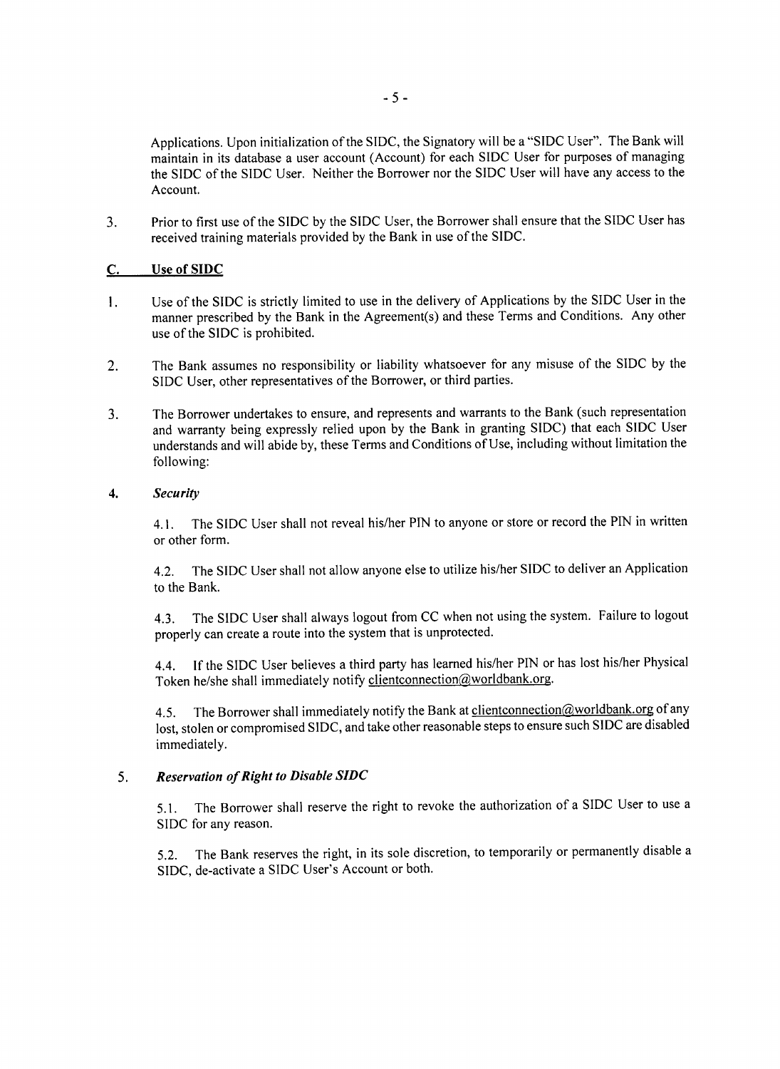Applications. Upon initialization of the SIDC, the Signatory will be a "SIDC User". The Bank will maintain in its database a user account (Account) for each SIDC User for purposes of managing the SIDC of the SIDC User. Neither the Borrower nor the SIDC User will have any access to the Account.

3. Prior to first use of the SIDC by the SIDC User, the Borrower shall ensure that the SIDC User has received training materials provided by the Bank in use of the SIDC.

## C. Use of SIDC

1. Use of the SIDC is strictly limited to use in the delivery of Applications by the SIDC User in the manner prescribed by the Bank in the Agreement(s) and these Terms and Conditions. Any other use of the SIDC is prohibited.

2. The Bank assumes no responsibility or liability whatsoever for any misuse of the SIDC by the SIDC User, other representatives of the Borrower, or third parties.

3. The Borrower undertakes to ensure, and represents and warrants to the Bank (such representation and warranty being expressly relied upon by the Bank in granting SIDC) that each SIDC User understands and will abide by, these Terms and Conditions of Use, including without limitation the following:

4. ***Security***

   4.1. The SIDC User shall not reveal his/her PIN to anyone or store or record the PIN in written or other form.

   4.2. The SIDC User shall not allow anyone else to utilize his/her SIDC to deliver an Application to the Bank.

   4.3. The SIDC User shall always logout from CC when not using the system. Failure to logout properly can create a route into the system that is unprotected.

   4.4. If the SIDC User believes a third party has learned his/her PIN or has lost his/her Physical Token he/she shall immediately notify clientconnection@worldbank.org.

   4.5. The Borrower shall immediately notify the Bank at clientconnection@worldbank.org of any lost, stolen or compromised SIDC, and take other reasonable steps to ensure such SIDC are disabled immediately.

5. ***Reservation of Right to Disable SIDC***

   5.1. The Borrower shall reserve the right to revoke the authorization of a SIDC User to use a SIDC for any reason.

   5.2. The Bank reserves the right, in its sole discretion, to temporarily or permanently disable a SIDC, de-activate a SIDC User's Account or both.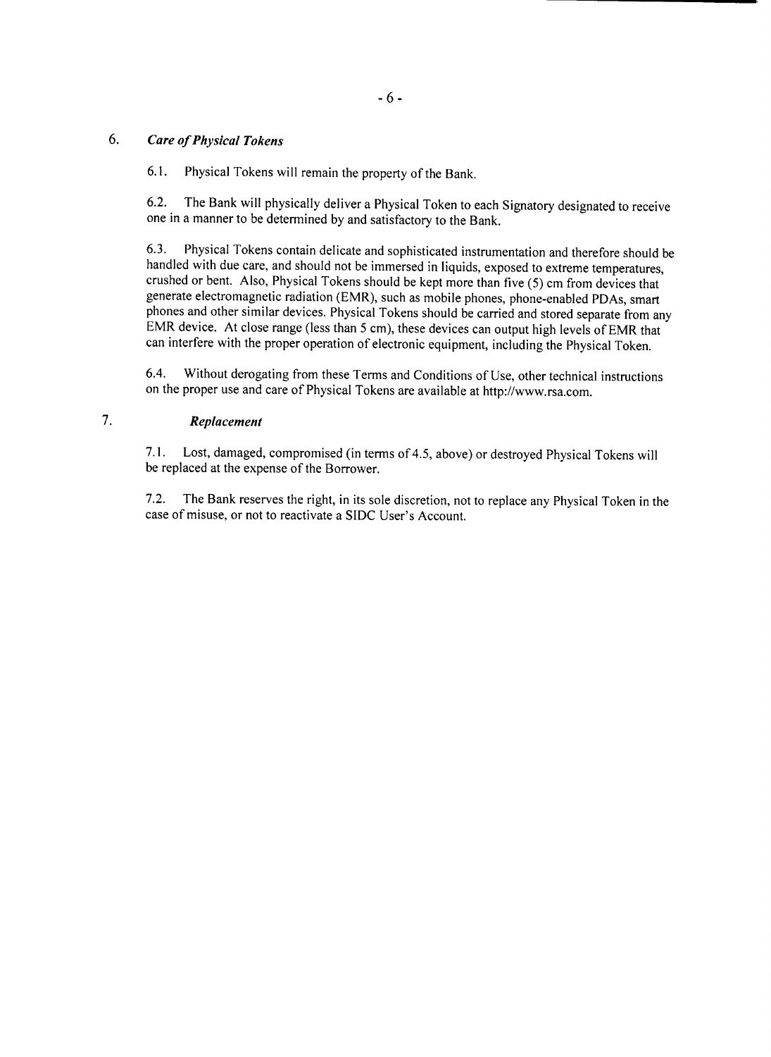## 6. *Care of Physical Tokens*

6.1. Physical Tokens will remain the property of the Bank.

6.2. The Bank will physically deliver a Physical Token to each Signatory designated to receive one in a manner to be determined by and satisfactory to the Bank.

6.3. Physical Tokens contain delicate and sophisticated instrumentation and therefore should be handled with due care, and should not be immersed in liquids, exposed to extreme temperatures, crushed or bent. Also, Physical Tokens should be kept more than five (5) cm from devices that generate electromagnetic radiation (EMR), such as mobile phones, phone-enabled PDAs, smart phones and other similar devices. Physical Tokens should be carried and stored separate from any EMR device. At close range (less than 5 cm), these devices can output high levels of EMR that can interfere with the proper operation of electronic equipment, including the Physical Token.

6.4. Without derogating from these Terms and Conditions of Use, other technical instructions on the proper use and care of Physical Tokens are available at http://www.rsa.com.

## 7. *Replacement*

7.1. Lost, damaged, compromised (in terms of 4.5, above) or destroyed Physical Tokens will be replaced at the expense of the Borrower.

7.2. The Bank reserves the right, in its sole discretion, not to replace any Physical Token in the case of misuse, or not to reactivate a SIDC User's Account.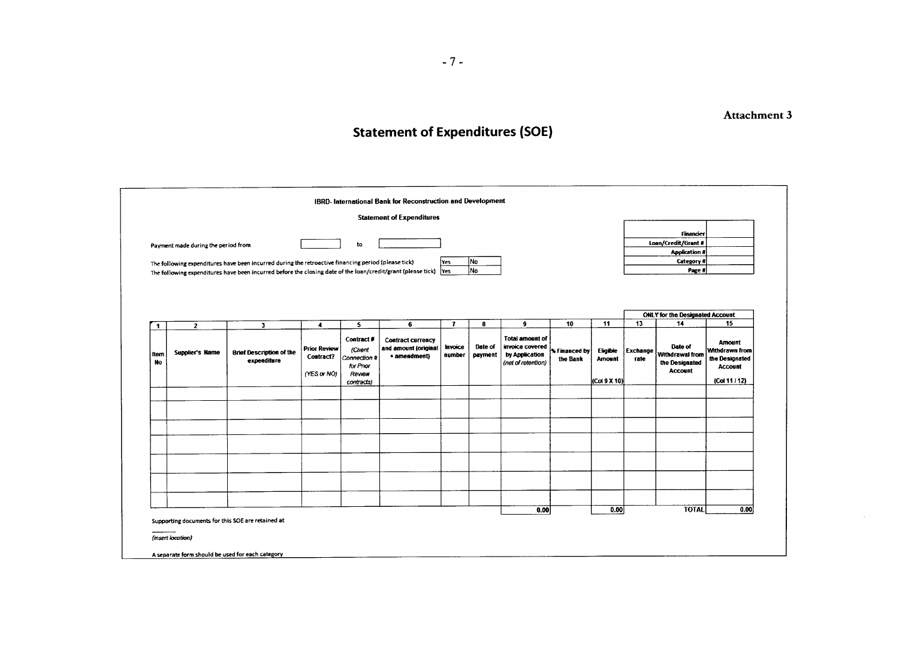Attachment 3

# Statement of Expenditures (SOE)

**IBRD- International Bank for Reconstruction and Development**

**Statement of Expenditures**

| | |
|---|---|
| Financier | |
| Loan/Credit/Grant # | |
| Application # | |
| Category # | |
| Page # | |

Payment made during the period from [ ] to [ ]

The following expenditures have been incurred during the retroactive financing period (please tick) Yes No

The following expenditures have been incurred before the closing date of the loan/credit/grant (please tick) Yes No

| 1 | 2 | 3 | 4 | 5 | 6 | 7 | 8 | 9 | 10 | 11 | 13 | 14 | 15 |
|---|---|---|---|---|---|---|---|---|---|---|---|---|---|
| | | | | | | | | | | | ONLY for the Designated Account | | |
| Item No | Supplier's Name | Brief Description of the expenditure | Prior Review Contract? (YES or NO) | Contract # (Client Connection # for Prior Review contracts) | Contract currency and amount (original + amendment) | Invoice number | Date of payment | Total amount of invoice covered by Application (net of retention) | % Financed by the Bank | Eligible Amount (Col 9 X 10) | Exchange rate | Date of Withdrawal from the Designated Account | Amount Withdrawn from the Designated Account (Col 11 / 12) |
| | | | | | | | | | | | | | |
| | | | | | | | | | | | | | |
| | | | | | | | | | | | | | |
| | | | | | | | | | | | | | |
| | | | | | | | | | | | | | |
| | | | | | | | | | | | | | |
| | | | | | | | | | | | | | |
| | | | | | | | | 0.00 | | 0.00 | | TOTAL | 0.00 |

Supporting documents for this SOE are retained at

*(insert location)*

A separate form should be used for each category